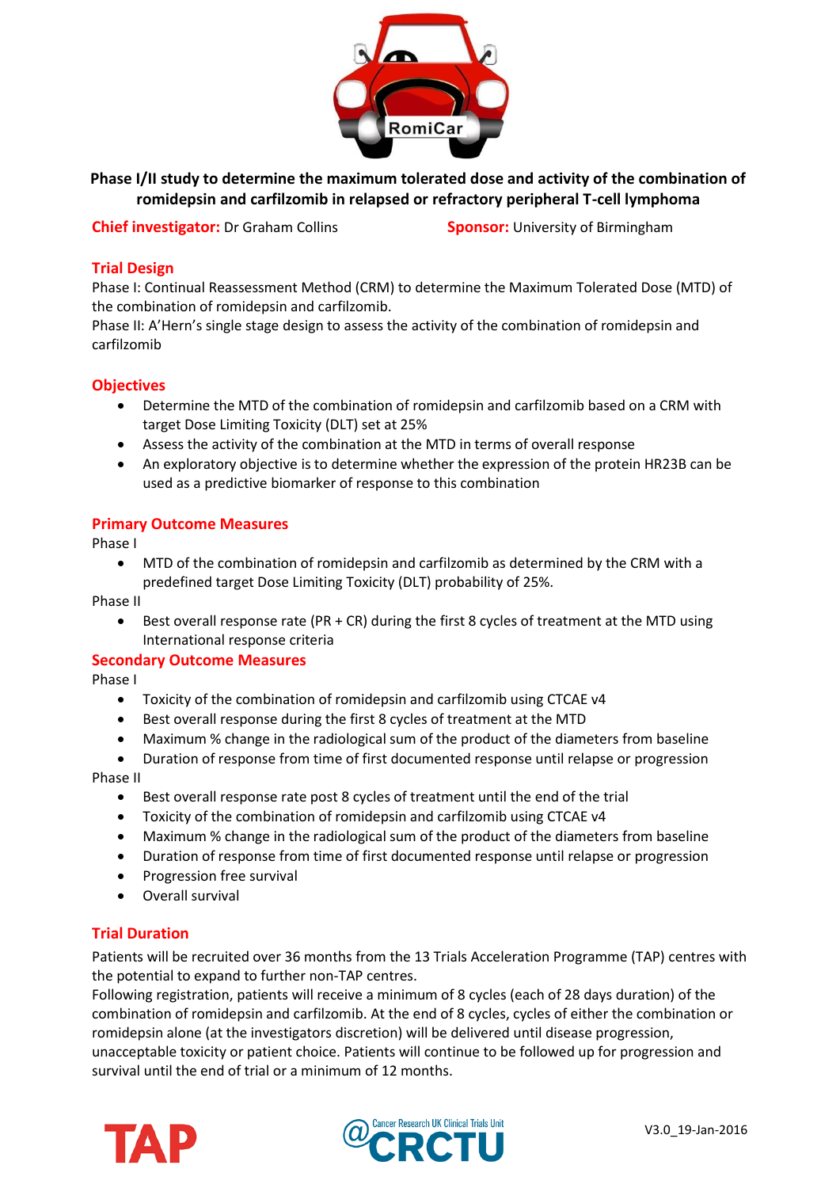RomiCar

# Phase I/II study to determine the maximum tolerated dose and activity of the combination of romidepsin and carfilzomib in relapsed or refractory peripheral T-cell lymphoma

**Chief investigator:** Dr Graham Collins

**Sponsor:** University of Birmingham

## Trial Design

Phase I: Continual Reassessment Method (CRM) to determine the Maximum Tolerated Dose (MTD) of the combination of romidepsin and carfilzomib.

Phase II: A'Hern's single stage design to assess the activity of the combination of romidepsin and carfilzomib

## Objectives

- Determine the MTD of the combination of romidepsin and carfilzomib based on a CRM with target Dose Limiting Toxicity (DLT) set at 25%
- Assess the activity of the combination at the MTD in terms of overall response
- An exploratory objective is to determine whether the expression of the protein HR23B can be used as a predictive biomarker of response to this combination

## Primary Outcome Measures

Phase I

- MTD of the combination of romidepsin and carfilzomib as determined by the CRM with a predefined target Dose Limiting Toxicity (DLT) probability of 25%.

Phase II

- Best overall response rate (PR + CR) during the first 8 cycles of treatment at the MTD using International response criteria

## Secondary Outcome Measures

Phase I

- Toxicity of the combination of romidepsin and carfilzomib using CTCAE v4
- Best overall response during the first 8 cycles of treatment at the MTD
- Maximum % change in the radiological sum of the product of the diameters from baseline
- Duration of response from time of first documented response until relapse or progression

Phase II

- Best overall response rate post 8 cycles of treatment until the end of the trial
- Toxicity of the combination of romidepsin and carfilzomib using CTCAE v4
- Maximum % change in the radiological sum of the product of the diameters from baseline
- Duration of response from time of first documented response until relapse or progression
- Progression free survival
- Overall survival

## Trial Duration

Patients will be recruited over 36 months from the 13 Trials Acceleration Programme (TAP) centres with the potential to expand to further non-TAP centres.

Following registration, patients will receive a minimum of 8 cycles (each of 28 days duration) of the combination of romidepsin and carfilzomib. At the end of 8 cycles, cycles of either the combination or romidepsin alone (at the investigators discretion) will be delivered until disease progression, unacceptable toxicity or patient choice. Patients will continue to be followed up for progression and survival until the end of trial or a minimum of 12 months.

TAP

Cancer Research UK Clinical Trials Unit CRCTU

V3.0_19-Jan-2016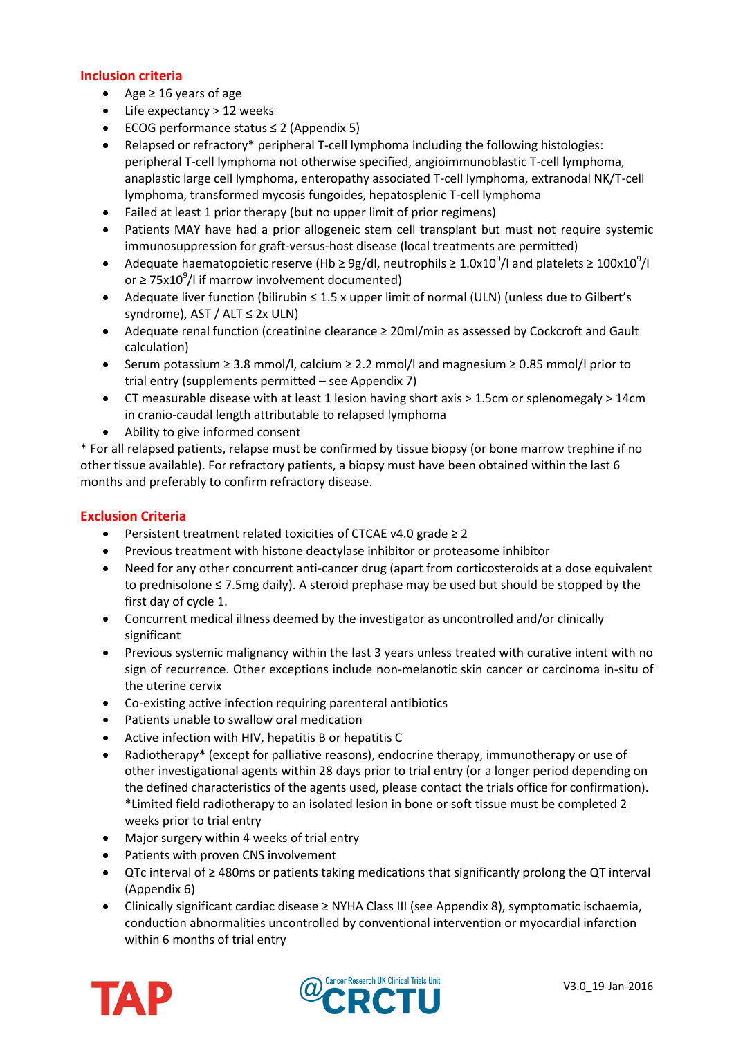## Inclusion criteria

- Age ≥ 16 years of age
- Life expectancy > 12 weeks
- ECOG performance status ≤ 2 (Appendix 5)
- Relapsed or refractory* peripheral T-cell lymphoma including the following histologies: peripheral T-cell lymphoma not otherwise specified, angioimmunoblastic T-cell lymphoma, anaplastic large cell lymphoma, enteropathy associated T-cell lymphoma, extranodal NK/T-cell lymphoma, transformed mycosis fungoides, hepatosplenic T-cell lymphoma
- Failed at least 1 prior therapy (but no upper limit of prior regimens)
- Patients MAY have had a prior allogeneic stem cell transplant but must not require systemic immunosuppression for graft-versus-host disease (local treatments are permitted)
- Adequate haematopoietic reserve (Hb ≥ 9g/dl, neutrophils ≥ $1.0 \times 10^9$/l and platelets ≥ $100 \times 10^9$/l or ≥ $75 \times 10^9$/l if marrow involvement documented)
- Adequate liver function (bilirubin ≤ 1.5 x upper limit of normal (ULN) (unless due to Gilbert's syndrome), AST / ALT ≤ 2x ULN)
- Adequate renal function (creatinine clearance ≥ 20ml/min as assessed by Cockcroft and Gault calculation)
- Serum potassium ≥ 3.8 mmol/l, calcium ≥ 2.2 mmol/l and magnesium ≥ 0.85 mmol/l prior to trial entry (supplements permitted – see Appendix 7)
- CT measurable disease with at least 1 lesion having short axis > 1.5cm or splenomegaly > 14cm in cranio-caudal length attributable to relapsed lymphoma
- Ability to give informed consent

* For all relapsed patients, relapse must be confirmed by tissue biopsy (or bone marrow trephine if no other tissue available). For refractory patients, a biopsy must have been obtained within the last 6 months and preferably to confirm refractory disease.

## Exclusion Criteria

- Persistent treatment related toxicities of CTCAE v4.0 grade ≥ 2
- Previous treatment with histone deactylase inhibitor or proteasome inhibitor
- Need for any other concurrent anti-cancer drug (apart from corticosteroids at a dose equivalent to prednisolone ≤ 7.5mg daily). A steroid prephase may be used but should be stopped by the first day of cycle 1.
- Concurrent medical illness deemed by the investigator as uncontrolled and/or clinically significant
- Previous systemic malignancy within the last 3 years unless treated with curative intent with no sign of recurrence. Other exceptions include non-melanotic skin cancer or carcinoma in-situ of the uterine cervix
- Co-existing active infection requiring parenteral antibiotics
- Patients unable to swallow oral medication
- Active infection with HIV, hepatitis B or hepatitis C
- Radiotherapy* (except for palliative reasons), endocrine therapy, immunotherapy or use of other investigational agents within 28 days prior to trial entry (or a longer period depending on the defined characteristics of the agents used, please contact the trials office for confirmation). *Limited field radiotherapy to an isolated lesion in bone or soft tissue must be completed 2 weeks prior to trial entry
- Major surgery within 4 weeks of trial entry
- Patients with proven CNS involvement
- QTc interval of ≥ 480ms or patients taking medications that significantly prolong the QT interval (Appendix 6)
- Clinically significant cardiac disease ≥ NYHA Class III (see Appendix 8), symptomatic ischaemia, conduction abnormalities uncontrolled by conventional intervention or myocardial infarction within 6 months of trial entry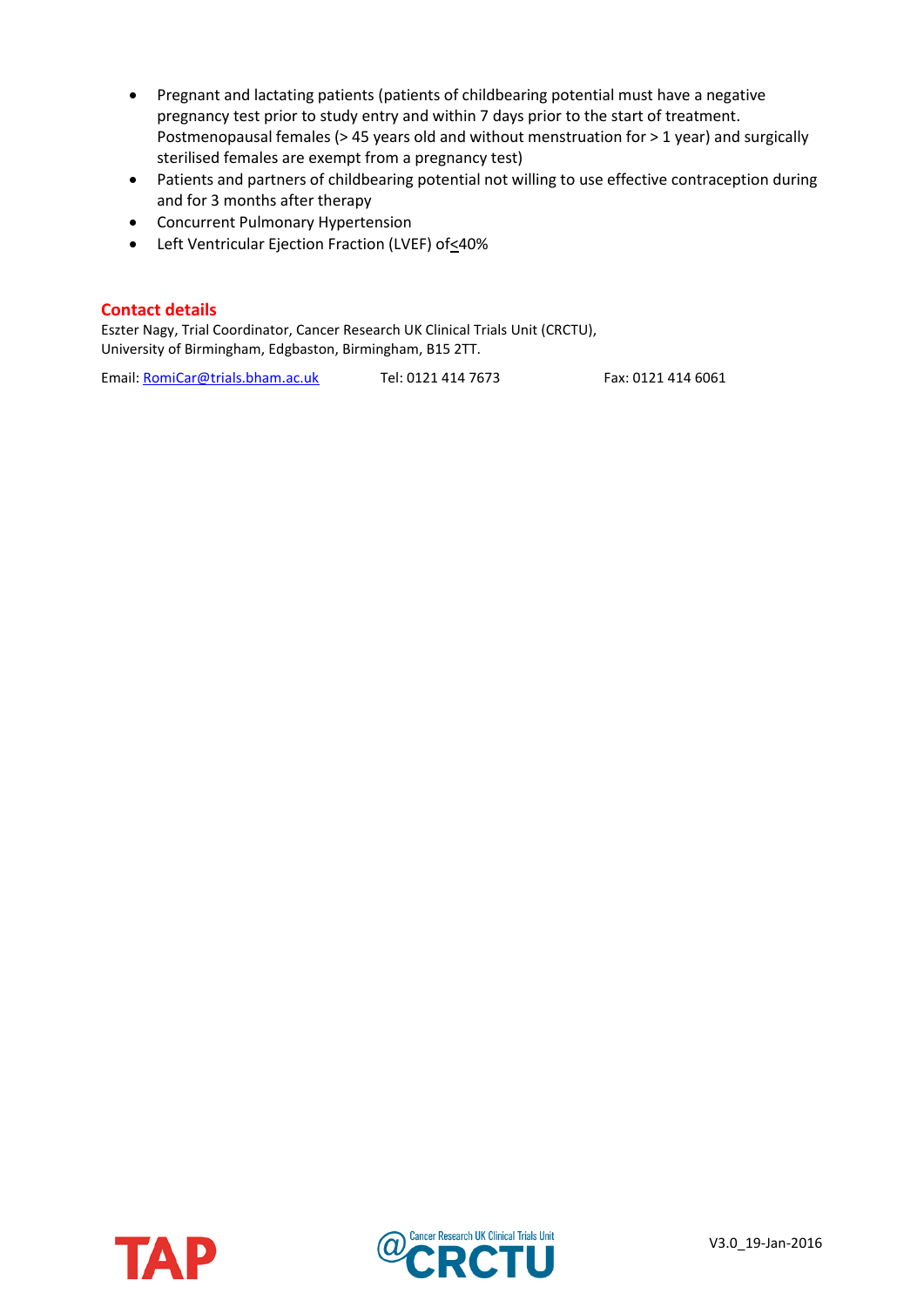- Pregnant and lactating patients (patients of childbearing potential must have a negative pregnancy test prior to study entry and within 7 days prior to the start of treatment. Postmenopausal females (> 45 years old and without menstruation for > 1 year) and surgically sterilised females are exempt from a pregnancy test)
- Patients and partners of childbearing potential not willing to use effective contraception during and for 3 months after therapy
- Concurrent Pulmonary Hypertension
- Left Ventricular Ejection Fraction (LVEF) of ≤40%

## Contact details

Eszter Nagy, Trial Coordinator, Cancer Research UK Clinical Trials Unit (CRCTU),
University of Birmingham, Edgbaston, Birmingham, B15 2TT.

Email: RomiCar@trials.bham.ac.uk    Tel: 0121 414 7673    Fax: 0121 414 6061